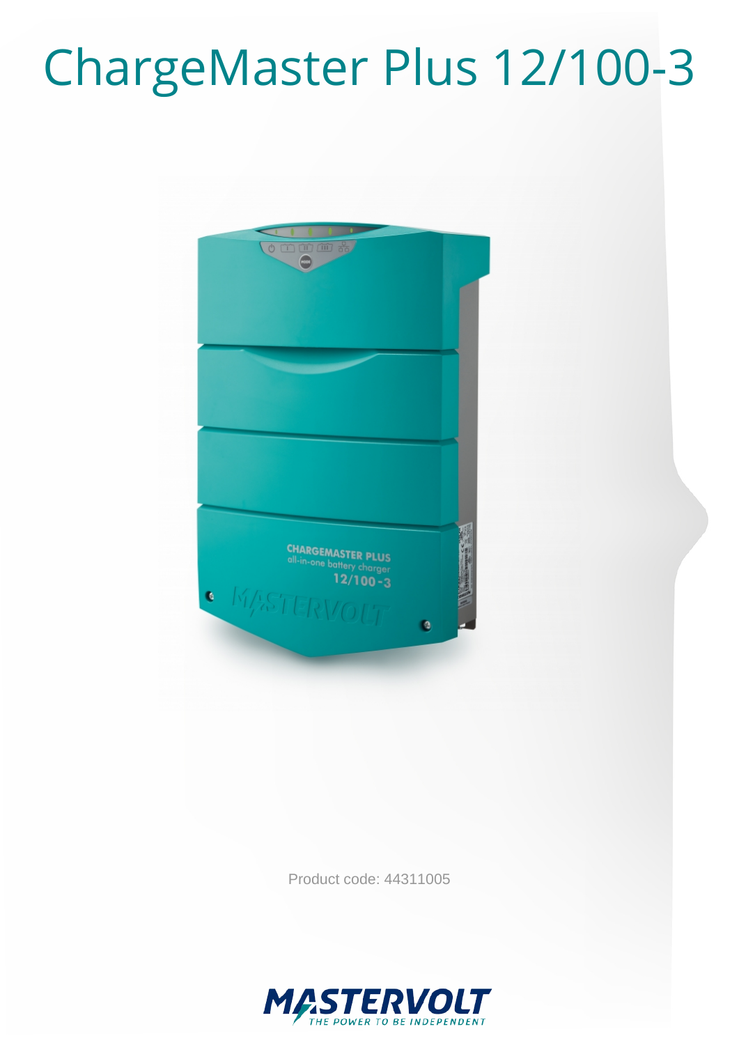# ChargeMaster Plus 12/100-3

Product code: 44311005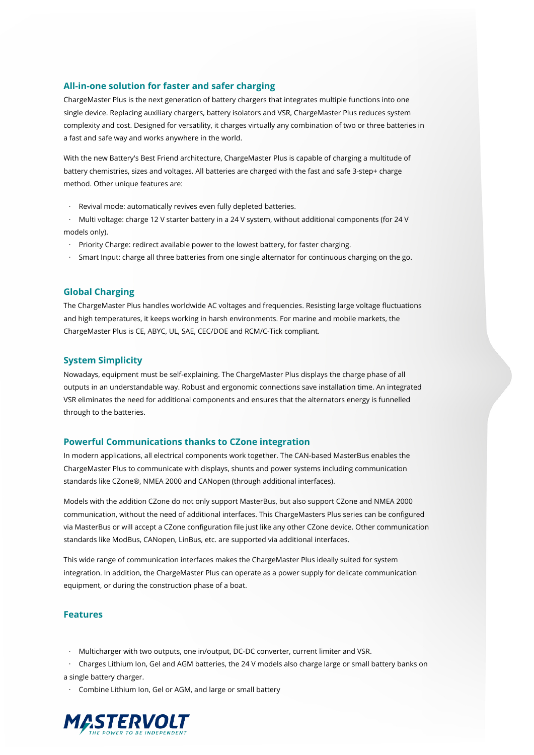## All-in-one solution for faster and safer charging

ChargeMaster Plus is the next generation of battery chargers that integrates multiple functions into one single device. Replacing auxiliary chargers, battery isolators and VSR, ChargeMaster Plus reduces system complexity and cost. Designed for versatility, it charges virtually any combination of two or three batteries in a fast and safe way and works anywhere in the world.

With the new Battery's Best Friend architecture, ChargeMaster Plus is capable of charging a multitude of battery chemistries, sizes and voltages. All batteries are charged with the fast and safe 3-step+ charge method. Other unique features are:

- Revival mode: automatically revives even fully depleted batteries.
- Multi voltage: charge 12 V starter battery in a 24 V system, without additional components (for 24 V models only).
- Priority Charge: redirect available power to the lowest battery, for faster charging.
- Smart Input: charge all three batteries from one single alternator for continuous charging on the go.

## Global Charging

The ChargeMaster Plus handles worldwide AC voltages and frequencies. Resisting large voltage fluctuations and high temperatures, it keeps working in harsh environments. For marine and mobile markets, the ChargeMaster Plus is CE, ABYC, UL, SAE, CEC/DOE and RCM/C-Tick compliant.

## System Simplicity

Nowadays, equipment must be self-explaining. The ChargeMaster Plus displays the charge phase of all outputs in an understandable way. Robust and ergonomic connections save installation time. An integrated VSR eliminates the need for additional components and ensures that the alternators energy is funnelled through to the batteries.

## Powerful Communications thanks to CZone integration

In modern applications, all electrical components work together. The CAN-based MasterBus enables the ChargeMaster Plus to communicate with displays, shunts and power systems including communication standards like CZone®, NMEA 2000 and CANopen (through additional interfaces).

Models with the addition CZone do not only support MasterBus, but also support CZone and NMEA 2000 communication, without the need of additional interfaces. This ChargeMasters Plus series can be configured via MasterBus or will accept a CZone configuration file just like any other CZone device. Other communication standards like ModBus, CANopen, LinBus, etc. are supported via additional interfaces.

This wide range of communication interfaces makes the ChargeMaster Plus ideally suited for system integration. In addition, the ChargeMaster Plus can operate as a power supply for delicate communication equipment, or during the construction phase of a boat.

## Features

- Multicharger with two outputs, one in/output, DC-DC converter, current limiter and VSR.
- Charges Lithium Ion, Gel and AGM batteries, the 24 V models also charge large or small battery banks on a single battery charger.
- Combine Lithium Ion, Gel or AGM, and large or small battery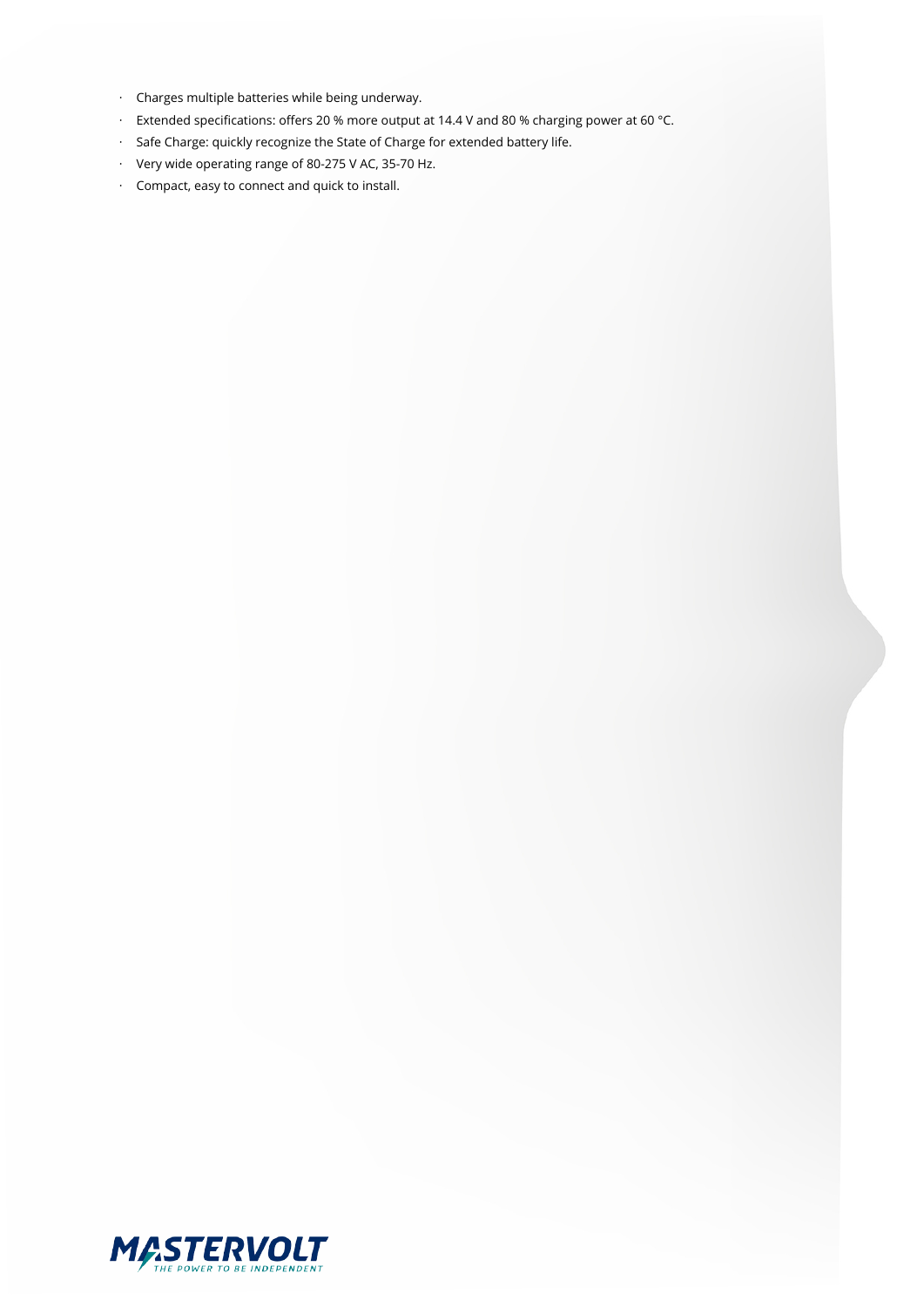- Charges multiple batteries while being underway.
- Extended specifications: offers 20 % more output at 14.4 V and 80 % charging power at 60 °C.
- Safe Charge: quickly recognize the State of Charge for extended battery life.
- Very wide operating range of 80-275 V AC, 35-70 Hz.
- Compact, easy to connect and quick to install.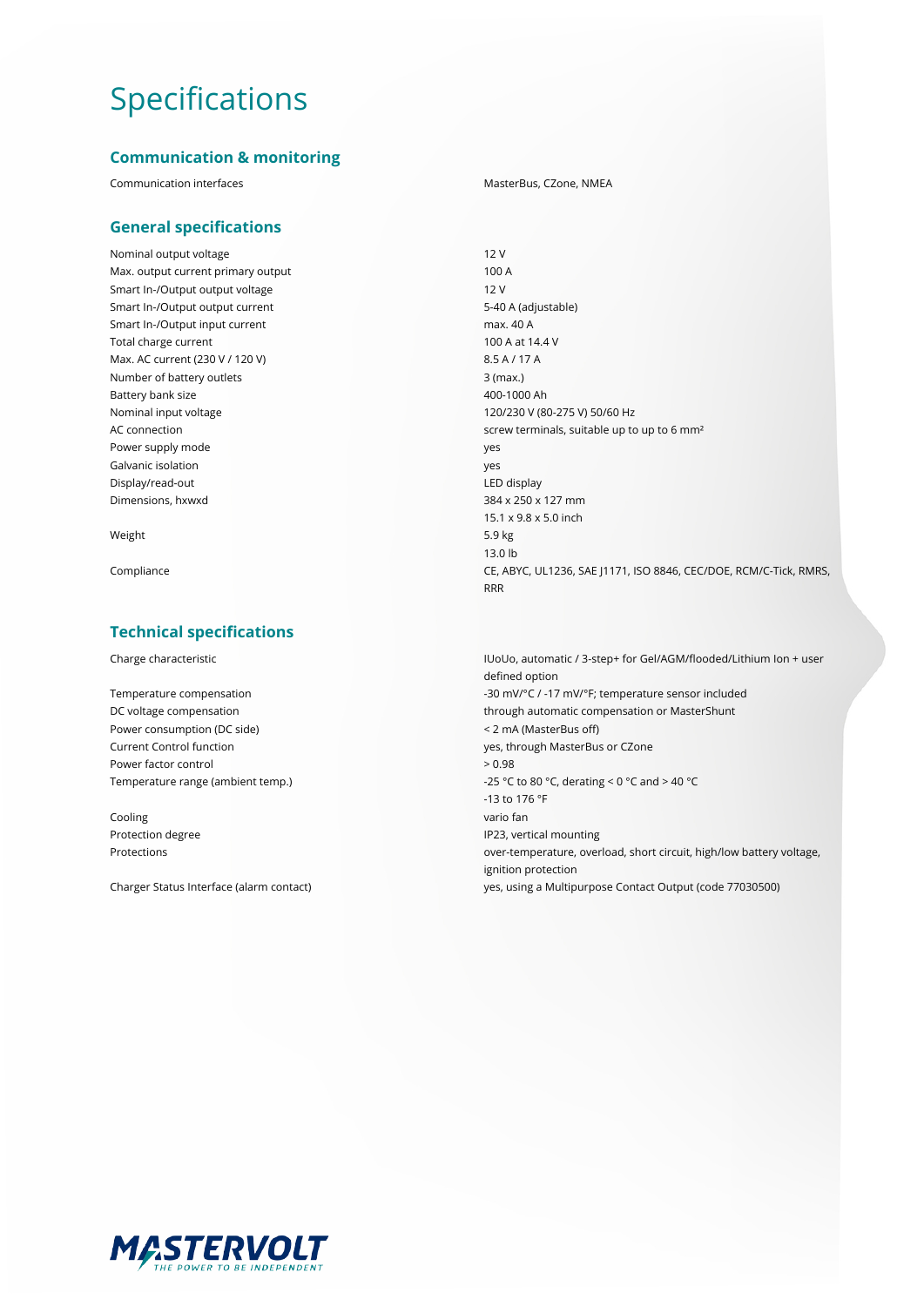# Specifications

## Communication & monitoring

| | |
|---|---|
| Communication interfaces | MasterBus, CZone, NMEA |

## General specifications

| | |
|---|---|
| Nominal output voltage | 12 V |
| Max. output current primary output | 100 A |
| Smart In-/Output output voltage | 12 V |
| Smart In-/Output output current | 5-40 A (adjustable) |
| Smart In-/Output input current | max. 40 A |
| Total charge current | 100 A at 14.4 V |
| Max. AC current (230 V / 120 V) | 8.5 A / 17 A |
| Number of battery outlets | 3 (max.) |
| Battery bank size | 400-1000 Ah |
| Nominal input voltage | 120/230 V (80-275 V) 50/60 Hz |
| AC connection | screw terminals, suitable up to up to 6 mm² |
| Power supply mode | yes |
| Galvanic isolation | yes |
| Display/read-out | LED display |
| Dimensions, hxwxd | 384 x 250 x 127 mm<br>15.1 x 9.8 x 5.0 inch |
| Weight | 5.9 kg<br>13.0 lb |
| Compliance | CE, ABYC, UL1236, SAE J1171, ISO 8846, CEC/DOE, RCM/C-Tick, RMRS, RRR |

## Technical specifications

| | |
|---|---|
| Charge characteristic | IUoUo, automatic / 3-step+ for Gel/AGM/flooded/Lithium Ion + user defined option |
| Temperature compensation | -30 mV/°C / -17 mV/°F; temperature sensor included |
| DC voltage compensation | through automatic compensation or MasterShunt |
| Power consumption (DC side) | < 2 mA (MasterBus off) |
| Current Control function | yes, through MasterBus or CZone |
| Power factor control | > 0.98 |
| Temperature range (ambient temp.) | -25 °C to 80 °C, derating < 0 °C and > 40 °C<br>-13 to 176 °F |
| Cooling | vario fan |
| Protection degree | IP23, vertical mounting |
| Protections | over-temperature, overload, short circuit, high/low battery voltage, ignition protection |
| Charger Status Interface (alarm contact) | yes, using a Multipurpose Contact Output (code 77030500) |

MASTERVOLT
THE POWER TO BE INDEPENDENT